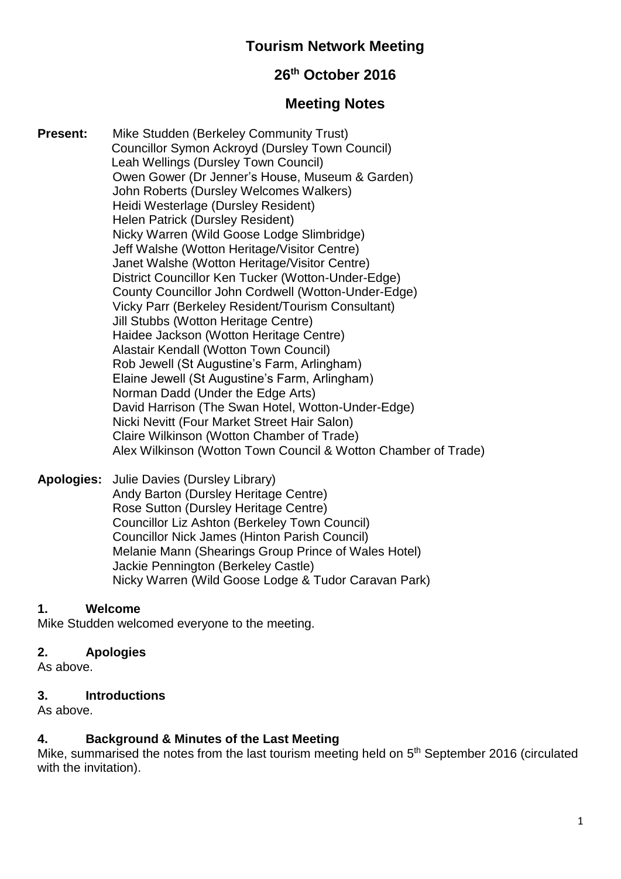# Tourism Network Meeting

## 26th October 2016

## Meeting Notes

**Present:**
Mike Studden (Berkeley Community Trust)
Councillor Symon Ackroyd (Dursley Town Council)
Leah Wellings (Dursley Town Council)
Owen Gower (Dr Jenner's House, Museum & Garden)
John Roberts (Dursley Welcomes Walkers)
Heidi Westerlage (Dursley Resident)
Helen Patrick (Dursley Resident)
Nicky Warren (Wild Goose Lodge Slimbridge)
Jeff Walshe (Wotton Heritage/Visitor Centre)
Janet Walshe (Wotton Heritage/Visitor Centre)
District Councillor Ken Tucker (Wotton-Under-Edge)
County Councillor John Cordwell (Wotton-Under-Edge)
Vicky Parr (Berkeley Resident/Tourism Consultant)
Jill Stubbs (Wotton Heritage Centre)
Haidee Jackson (Wotton Heritage Centre)
Alastair Kendall (Wotton Town Council)
Rob Jewell (St Augustine's Farm, Arlingham)
Elaine Jewell (St Augustine's Farm, Arlingham)
Norman Dadd (Under the Edge Arts)
David Harrison (The Swan Hotel, Wotton-Under-Edge)
Nicki Nevitt (Four Market Street Hair Salon)
Claire Wilkinson (Wotton Chamber of Trade)
Alex Wilkinson (Wotton Town Council & Wotton Chamber of Trade)

**Apologies:**
Julie Davies (Dursley Library)
Andy Barton (Dursley Heritage Centre)
Rose Sutton (Dursley Heritage Centre)
Councillor Liz Ashton (Berkeley Town Council)
Councillor Nick James (Hinton Parish Council)
Melanie Mann (Shearings Group Prince of Wales Hotel)
Jackie Pennington (Berkeley Castle)
Nicky Warren (Wild Goose Lodge & Tudor Caravan Park)

### 1. Welcome

Mike Studden welcomed everyone to the meeting.

### 2. Apologies

As above.

### 3. Introductions

As above.

### 4. Background & Minutes of the Last Meeting

Mike, summarised the notes from the last tourism meeting held on 5th September 2016 (circulated with the invitation).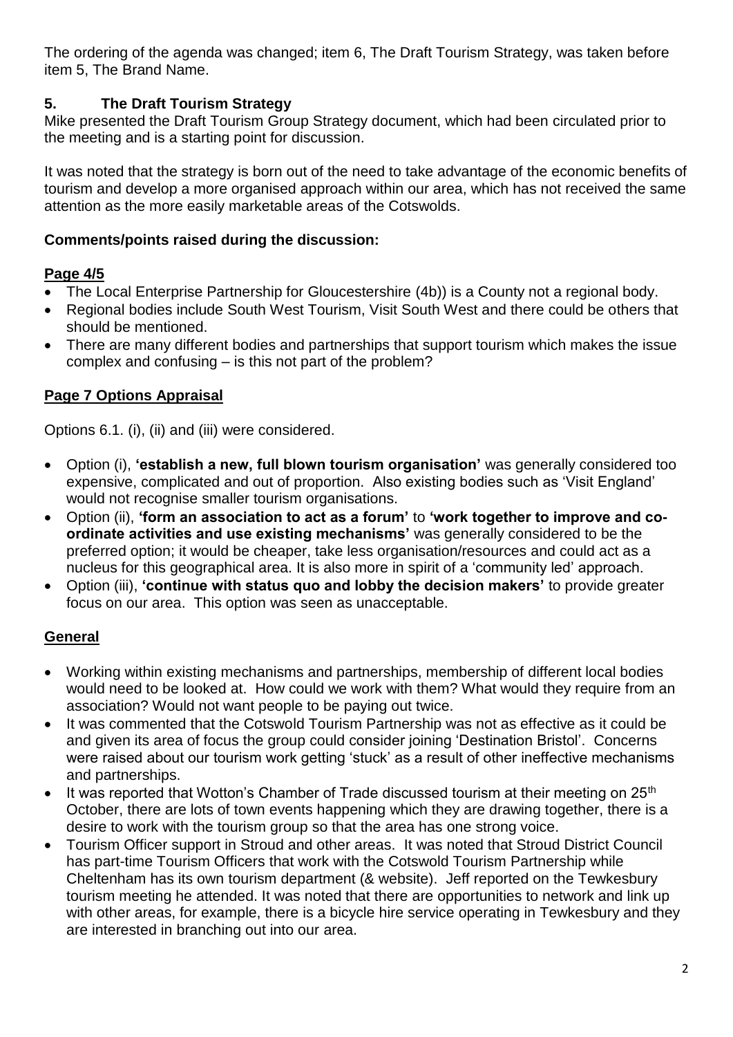The ordering of the agenda was changed; item 6, The Draft Tourism Strategy, was taken before item 5, The Brand Name.

## 5. The Draft Tourism Strategy

Mike presented the Draft Tourism Group Strategy document, which had been circulated prior to the meeting and is a starting point for discussion.

It was noted that the strategy is born out of the need to take advantage of the economic benefits of tourism and develop a more organised approach within our area, which has not received the same attention as the more easily marketable areas of the Cotswolds.

### Comments/points raised during the discussion:

**Page 4/5**

- The Local Enterprise Partnership for Gloucestershire (4b)) is a County not a regional body.
- Regional bodies include South West Tourism, Visit South West and there could be others that should be mentioned.
- There are many different bodies and partnerships that support tourism which makes the issue complex and confusing – is this not part of the problem?

**Page 7 Options Appraisal**

Options 6.1. (i), (ii) and (iii) were considered.

- Option (i), **'establish a new, full blown tourism organisation'** was generally considered too expensive, complicated and out of proportion. Also existing bodies such as 'Visit England' would not recognise smaller tourism organisations.
- Option (ii), **'form an association to act as a forum'** to **'work together to improve and co-ordinate activities and use existing mechanisms'** was generally considered to be the preferred option; it would be cheaper, take less organisation/resources and could act as a nucleus for this geographical area. It is also more in spirit of a 'community led' approach.
- Option (iii), **'continue with status quo and lobby the decision makers'** to provide greater focus on our area. This option was seen as unacceptable.

**General**

- Working within existing mechanisms and partnerships, membership of different local bodies would need to be looked at. How could we work with them? What would they require from an association? Would not want people to be paying out twice.
- It was commented that the Cotswold Tourism Partnership was not as effective as it could be and given its area of focus the group could consider joining 'Destination Bristol'. Concerns were raised about our tourism work getting 'stuck' as a result of other ineffective mechanisms and partnerships.
- It was reported that Wotton's Chamber of Trade discussed tourism at their meeting on 25th October, there are lots of town events happening which they are drawing together, there is a desire to work with the tourism group so that the area has one strong voice.
- Tourism Officer support in Stroud and other areas. It was noted that Stroud District Council has part-time Tourism Officers that work with the Cotswold Tourism Partnership while Cheltenham has its own tourism department (& website). Jeff reported on the Tewkesbury tourism meeting he attended. It was noted that there are opportunities to network and link up with other areas, for example, there is a bicycle hire service operating in Tewkesbury and they are interested in branching out into our area.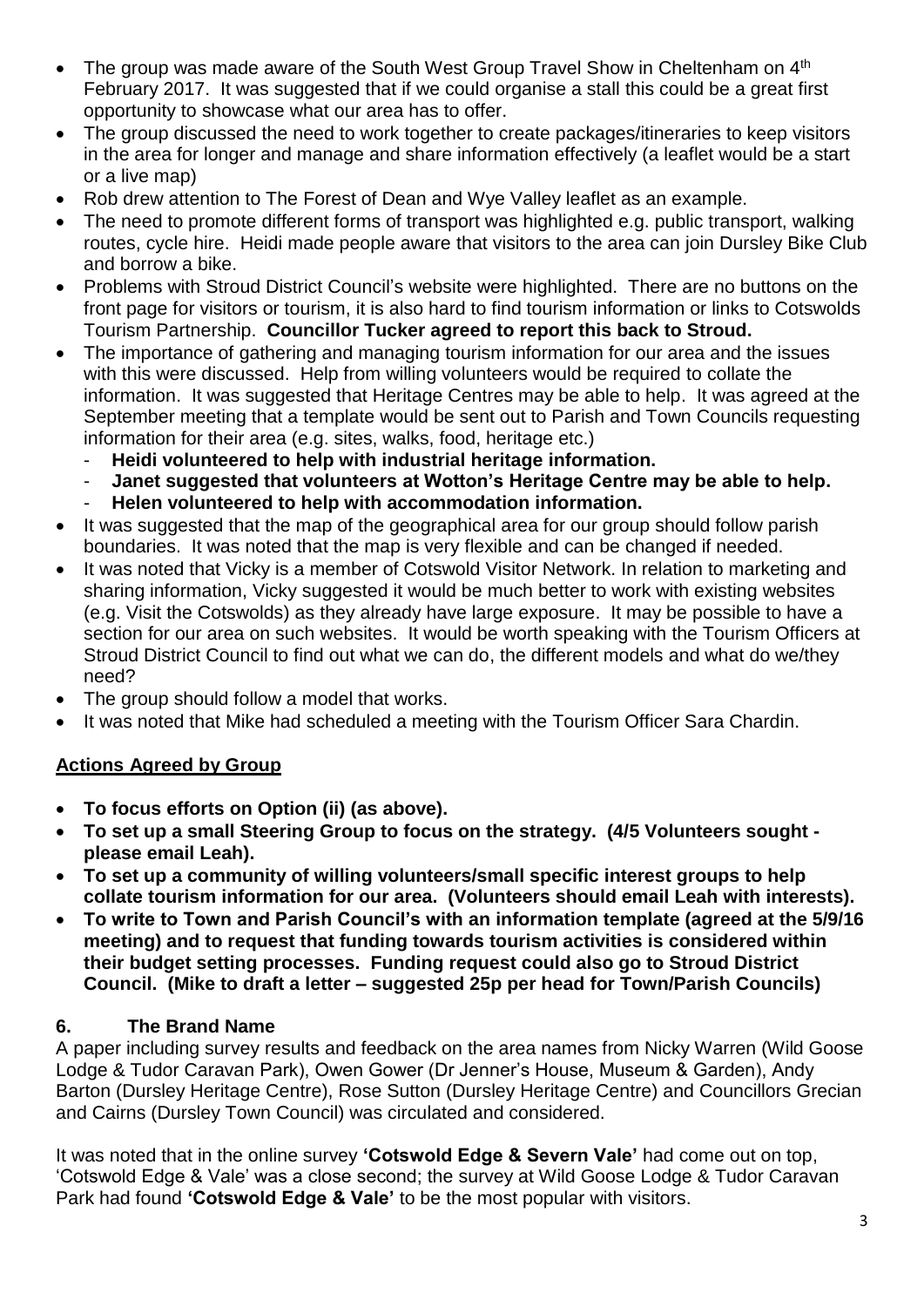- The group was made aware of the South West Group Travel Show in Cheltenham on 4th February 2017. It was suggested that if we could organise a stall this could be a great first opportunity to showcase what our area has to offer.
- The group discussed the need to work together to create packages/itineraries to keep visitors in the area for longer and manage and share information effectively (a leaflet would be a start or a live map)
- Rob drew attention to The Forest of Dean and Wye Valley leaflet as an example.
- The need to promote different forms of transport was highlighted e.g. public transport, walking routes, cycle hire. Heidi made people aware that visitors to the area can join Dursley Bike Club and borrow a bike.
- Problems with Stroud District Council's website were highlighted. There are no buttons on the front page for visitors or tourism, it is also hard to find tourism information or links to Cotswolds Tourism Partnership. **Councillor Tucker agreed to report this back to Stroud.**
- The importance of gathering and managing tourism information for our area and the issues with this were discussed. Help from willing volunteers would be required to collate the information. It was suggested that Heritage Centres may be able to help. It was agreed at the September meeting that a template would be sent out to Parish and Town Councils requesting information for their area (e.g. sites, walks, food, heritage etc.)
  - **Heidi volunteered to help with industrial heritage information.**
  - **Janet suggested that volunteers at Wotton's Heritage Centre may be able to help.**
  - **Helen volunteered to help with accommodation information.**
- It was suggested that the map of the geographical area for our group should follow parish boundaries. It was noted that the map is very flexible and can be changed if needed.
- It was noted that Vicky is a member of Cotswold Visitor Network. In relation to marketing and sharing information, Vicky suggested it would be much better to work with existing websites (e.g. Visit the Cotswolds) as they already have large exposure. It may be possible to have a section for our area on such websites. It would be worth speaking with the Tourism Officers at Stroud District Council to find out what we can do, the different models and what do we/they need?
- The group should follow a model that works.
- It was noted that Mike had scheduled a meeting with the Tourism Officer Sara Chardin.

**Actions Agreed by Group**

- **To focus efforts on Option (ii) (as above).**
- **To set up a small Steering Group to focus on the strategy. (4/5 Volunteers sought - please email Leah).**
- **To set up a community of willing volunteers/small specific interest groups to help collate tourism information for our area. (Volunteers should email Leah with interests).**
- **To write to Town and Parish Council's with an information template (agreed at the 5/9/16 meeting) and to request that funding towards tourism activities is considered within their budget setting processes. Funding request could also go to Stroud District Council. (Mike to draft a letter – suggested 25p per head for Town/Parish Councils)**

## 6. The Brand Name

A paper including survey results and feedback on the area names from Nicky Warren (Wild Goose Lodge & Tudor Caravan Park), Owen Gower (Dr Jenner's House, Museum & Garden), Andy Barton (Dursley Heritage Centre), Rose Sutton (Dursley Heritage Centre) and Councillors Grecian and Cairns (Dursley Town Council) was circulated and considered.

It was noted that in the online survey **'Cotswold Edge & Severn Vale'** had come out on top, 'Cotswold Edge & Vale' was a close second; the survey at Wild Goose Lodge & Tudor Caravan Park had found **'Cotswold Edge & Vale'** to be the most popular with visitors.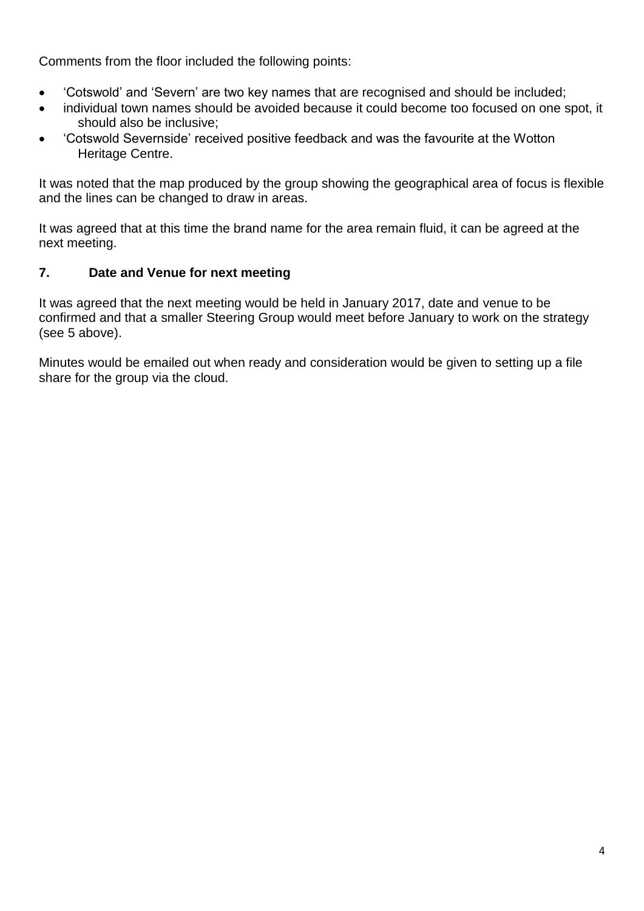Comments from the floor included the following points:

- 'Cotswold' and 'Severn' are two key names that are recognised and should be included;
- individual town names should be avoided because it could become too focused on one spot, it should also be inclusive;
- 'Cotswold Severnside' received positive feedback and was the favourite at the Wotton Heritage Centre.

It was noted that the map produced by the group showing the geographical area of focus is flexible and the lines can be changed to draw in areas.

It was agreed that at this time the brand name for the area remain fluid, it can be agreed at the next meeting.

## 7. Date and Venue for next meeting

It was agreed that the next meeting would be held in January 2017, date and venue to be confirmed and that a smaller Steering Group would meet before January to work on the strategy (see 5 above).

Minutes would be emailed out when ready and consideration would be given to setting up a file share for the group via the cloud.